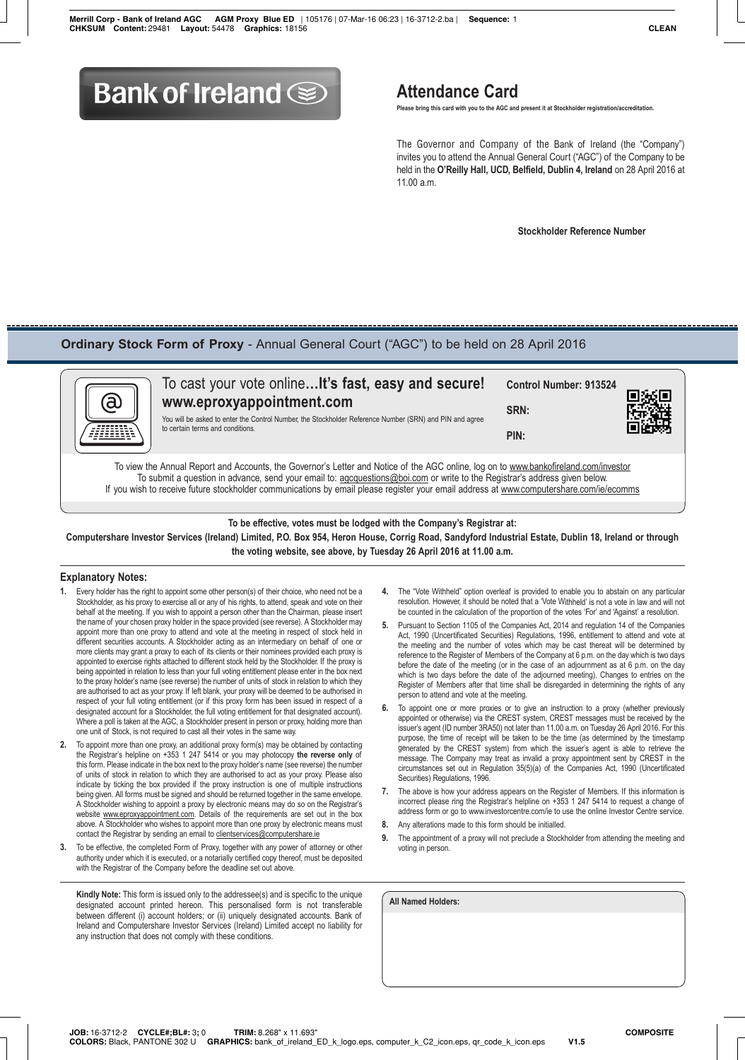Bank of Ireland

# Attendance Card

**Please bring this card with you to the AGC and present it at Stockholder registration/accreditation.**

The Governor and Company of the Bank of Ireland (the "Company") invites you to attend the Annual General Court ("AGC") of the Company to be held in the **O'Reilly Hall, UCD, Belfield, Dublin 4, Ireland** on 28 April 2016 at 11.00 a.m.

**Stockholder Reference Number**

## Ordinary Stock Form of Proxy - Annual General Court ("AGC") to be held on 28 April 2016

To cast your vote online**…It's fast, easy and secure!**
**www.eproxyappointment.com**

You will be asked to enter the Control Number, the Stockholder Reference Number (SRN) and PIN and agree to certain terms and conditions.

**Control Number: 913524**

**SRN:**

**PIN:**

To view the Annual Report and Accounts, the Governor's Letter and Notice of the AGC online, log on to www.bankofireland.com/investor
To submit a question in advance, send your email to: agcquestions@boi.com or write to the Registrar's address given below.
If you wish to receive future stockholder communications by email please register your email address at www.computershare.com/ie/ecomms

**To be effective, votes must be lodged with the Company's Registrar at:**
**Computershare Investor Services (Ireland) Limited, P.O. Box 954, Heron House, Corrig Road, Sandyford Industrial Estate, Dublin 18, Ireland or through the voting website, see above, by Tuesday 26 April 2016 at 11.00 a.m.**

### Explanatory Notes:

1. Every holder has the right to appoint some other person(s) of their choice, who need not be a Stockholder, as his proxy to exercise all or any of his rights, to attend, speak and vote on their behalf at the meeting. If you wish to appoint a person other than the Chairman, please insert the name of your chosen proxy holder in the space provided (see reverse). A Stockholder may appoint more than one proxy to attend and vote at the meeting in respect of stock held in different securities accounts. A Stockholder acting as an intermediary on behalf of one or more clients may grant a proxy to each of its clients or their nominees provided each proxy is appointed to exercise rights attached to different stock held by the Stockholder. If the proxy is being appointed in relation to less than your full voting entitlement please enter in the box next to the proxy holder's name (see reverse) the number of units of stock in relation to which they are authorised to act as your proxy. If left blank, your proxy will be deemed to be authorised in respect of your full voting entitlement (or if this proxy form has been issued in respect of a designated account for a Stockholder, the full voting entitlement for that designated account). Where a poll is taken at the AGC, a Stockholder present in person or proxy, holding more than one unit of Stock, is not required to cast all their votes in the same way.
2. To appoint more than one proxy, an additional proxy form(s) may be obtained by contacting the Registrar's helpline on +353 1 247 5414 or you may photocopy **the reverse only** of this form. Please indicate in the box next to the proxy holder's name (see reverse) the number of units of stock in relation to which they are authorised to act as your proxy. Please also indicate by ticking the box provided if the proxy instruction is one of multiple instructions being given. All forms must be signed and should be returned together in the same envelope. A Stockholder wishing to appoint a proxy by electronic means may do so on the Registrar's website www.eproxyappointment.com. Details of the requirements are set out in the box above. A Stockholder who wishes to appoint more than one proxy by electronic means must contact the Registrar by sending an email to clientservices@computershare.ie
3. To be effective, the completed Form of Proxy, together with any power of attorney or other authority under which it is executed, or a notarially certified copy thereof, must be deposited with the Registrar of the Company before the deadline set out above.
4. The "Vote Withheld" option overleaf is provided to enable you to abstain on any particular resolution. However, it should be noted that a 'Vote Withheld' is not a vote in law and will not be counted in the calculation of the proportion of the votes 'For' and 'Against' a resolution.
5. Pursuant to Section 1105 of the Companies Act, 2014 and regulation 14 of the Companies Act, 1990 (Uncertificated Securities) Regulations, 1996, entitlement to attend and vote at the meeting and the number of votes which may be cast thereat will be determined by reference to the Register of Members of the Company at 6 p.m. on the day which is two days before the date of the meeting (or in the case of an adjournment as at 6 p.m. on the day which is two days before the date of the adjourned meeting). Changes to entries on the Register of Members after that time shall be disregarded in determining the rights of any person to attend and vote at the meeting.
6. To appoint one or more proxies or to give an instruction to a proxy (whether previously appointed or otherwise) via the CREST system, CREST messages must be received by the issuer's agent (ID number 3RA50) not later than 11.00 a.m. on Tuesday 26 April 2016. For this purpose, the time of receipt will be taken to be the time (as determined by the timestamp generated by the CREST system) from which the issuer's agent is able to retrieve the message. The Company may treat as invalid a proxy appointment sent by CREST in the circumstances set out in Regulation 35(5)(a) of the Companies Act, 1990 (Uncertificated Securities) Regulations, 1996.
7. The above is how your address appears on the Register of Members. If this information is incorrect please ring the Registrar's helpline on +353 1 247 5414 to request a change of address form or go to www.investorcentre.com/ie to use the online Investor Centre service.
8. Any alterations made to this form should be initialled.
9. The appointment of a proxy will not preclude a Stockholder from attending the meeting and voting in person.

**Kindly Note:** This form is issued only to the addressee(s) and is specific to the unique designated account printed hereon. This personalised form is not transferable between different (i) account holders; or (ii) uniquely designated accounts. Bank of Ireland and Computershare Investor Services (Ireland) Limited accept no liability for any instruction that does not comply with these conditions.

**All Named Holders:**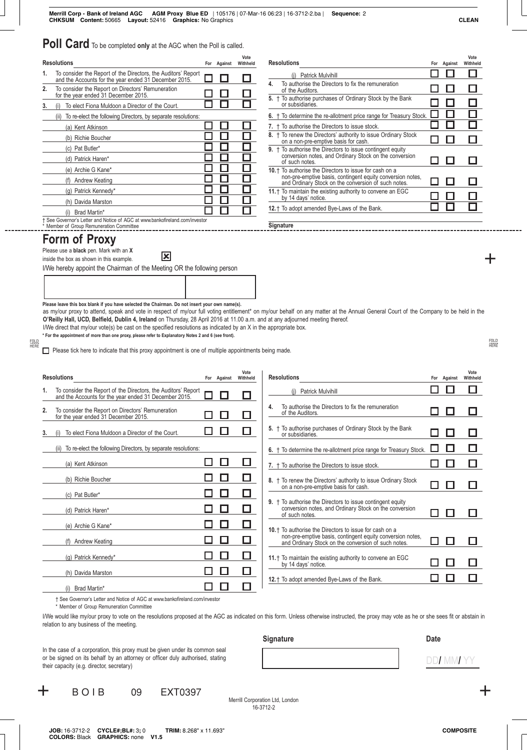## Poll Card To be completed **only** at the AGC when the Poll is called.

| Resolutions | For | Against | Vote Withheld |
|---|---|---|---|
| 1. To consider the Report of the Directors, the Auditors' Report and the Accounts for the year ended 31 December 2015. | ☐ | ☐ | ☐ |
| 2. To consider the Report on Directors' Remuneration for the year ended 31 December 2015. | ☐ | ☐ | ☐ |
| 3. (i) To elect Fiona Muldoon a Director of the Court. | ☐ | ☐ | ☐ |
| (ii) To re-elect the following Directors, by separate resolutions: | | | |
| (a) Kent Atkinson | ☐ | ☐ | ☐ |
| (b) Richie Boucher | ☐ | ☐ | ☐ |
| (c) Pat Butler* | ☐ | ☐ | ☐ |
| (d) Patrick Haren* | ☐ | ☐ | ☐ |
| (e) Archie G Kane* | ☐ | ☐ | ☐ |
| (f) Andrew Keating | ☐ | ☐ | ☐ |
| (g) Patrick Kennedy* | ☐ | ☐ | ☐ |
| (h) Davida Marston | ☐ | ☐ | ☐ |
| (i) Brad Martin* | ☐ | ☐ | ☐ |
| (j) Patrick Mulvihill | ☐ | ☐ | ☐ |
| 4. To authorise the Directors to fix the remuneration of the Auditors. | ☐ | ☐ | ☐ |
| 5. † To authorise purchases of Ordinary Stock by the Bank or subsidiaries. | ☐ | ☐ | ☐ |
| 6. † To determine the re-allotment price range for Treasury Stock. | ☐ | ☐ | ☐ |
| 7. † To authorise the Directors to issue stock. | ☐ | ☐ | ☐ |
| 8. † To renew the Directors' authority to issue Ordinary Stock on a non-pre-emptive basis for cash. | ☐ | ☐ | ☐ |
| 9. † To authorise the Directors to issue contingent equity conversion notes, and Ordinary Stock on the conversion of such notes. | ☐ | ☐ | ☐ |
| 10. † To authorise the Directors to issue for cash on a non-pre-emptive basis, contingent equity conversion notes, and Ordinary Stock on the conversion of such notes. | ☐ | ☐ | ☐ |
| 11. † To maintain the existing authority to convene an EGC by 14 days' notice. | ☐ | ☐ | ☐ |
| 12. † To adopt amended Bye-Laws of the Bank. | ☐ | ☐ | ☐ |

† See Governor's Letter and Notice of AGC at www.bankofireland.com/investor
\* Member of Group Remuneration Committee

**Signature**

---

# Form of Proxy

Please use a **black** pen. Mark with an **X** inside the box as shown in this example. ☒

I/We hereby appoint the Chairman of the Meeting OR the following person

**Please leave this box blank if you have selected the Chairman. Do not insert your own name(s).**

as my/our proxy to attend, speak and vote in respect of my/our full voting entitlement* on my/our behalf on any matter at the Annual General Court of the Company to be held in the **O'Reilly Hall, UCD, Belfield, Dublin 4, Ireland** on Thursday, 28 April 2016 at 11.00 a.m. and at any adjourned meeting thereof.

I/We direct that my/our vote(s) be cast on the specified resolutions as indicated by an X in the appropriate box.

**\* For the appointment of more than one proxy, please refer to Explanatory Notes 2 and 6 (see front).**

☐ Please tick here to indicate that this proxy appointment is one of multiple appointments being made.

| Resolutions | For | Against | Vote Withheld |
|---|---|---|---|
| 1. To consider the Report of the Directors, the Auditors' Report and the Accounts for the year ended 31 December 2015. | ☐ | ☐ | ☐ |
| 2. To consider the Report on Directors' Remuneration for the year ended 31 December 2015. | ☐ | ☐ | ☐ |
| 3. (i) To elect Fiona Muldoon a Director of the Court. | ☐ | ☐ | ☐ |
| (ii) To re-elect the following Directors, by separate resolutions: | | | |
| (a) Kent Atkinson | ☐ | ☐ | ☐ |
| (b) Richie Boucher | ☐ | ☐ | ☐ |
| (c) Pat Butler* | ☐ | ☐ | ☐ |
| (d) Patrick Haren* | ☐ | ☐ | ☐ |
| (e) Archie G Kane* | ☐ | ☐ | ☐ |
| (f) Andrew Keating | ☐ | ☐ | ☐ |
| (g) Patrick Kennedy* | ☐ | ☐ | ☐ |
| (h) Davida Marston | ☐ | ☐ | ☐ |
| (i) Brad Martin* | ☐ | ☐ | ☐ |
| (j) Patrick Mulvihill | ☐ | ☐ | ☐ |
| 4. To authorise the Directors to fix the remuneration of the Auditors. | ☐ | ☐ | ☐ |
| 5. † To authorise purchases of Ordinary Stock by the Bank or subsidiaries. | ☐ | ☐ | ☐ |
| 6. † To determine the re-allotment price range for Treasury Stock. | ☐ | ☐ | ☐ |
| 7. † To authorise the Directors to issue stock. | ☐ | ☐ | ☐ |
| 8. † To renew the Directors' authority to issue Ordinary Stock on a non-pre-emptive basis for cash. | ☐ | ☐ | ☐ |
| 9. † To authorise the Directors to issue contingent equity conversion notes, and Ordinary Stock on the conversion of such notes. | ☐ | ☐ | ☐ |
| 10. † To authorise the Directors to issue for cash on a non-pre-emptive basis, contingent equity conversion notes, and Ordinary Stock on the conversion of such notes. | ☐ | ☐ | ☐ |
| 11. † To maintain the existing authority to convene an EGC by 14 days' notice. | ☐ | ☐ | ☐ |
| 12. † To adopt amended Bye-Laws of the Bank. | ☐ | ☐ | ☐ |

† See Governor's Letter and Notice of AGC at www.bankofireland.com/investor
\* Member of Group Remuneration Committee

I/We would like my/our proxy to vote on the resolutions proposed at the AGC as indicated on this form. Unless otherwise instructed, the proxy may vote as he or she sees fit or abstain in relation to any business of the meeting.

In the case of a corporation, this proxy must be given under its common seal or be signed on its behalf by an attorney or officer duly authorised, stating their capacity (e.g. director, secretary)

**Signature**

**Date**

DD/ MM/ YY

BOIB 09 EXT0397